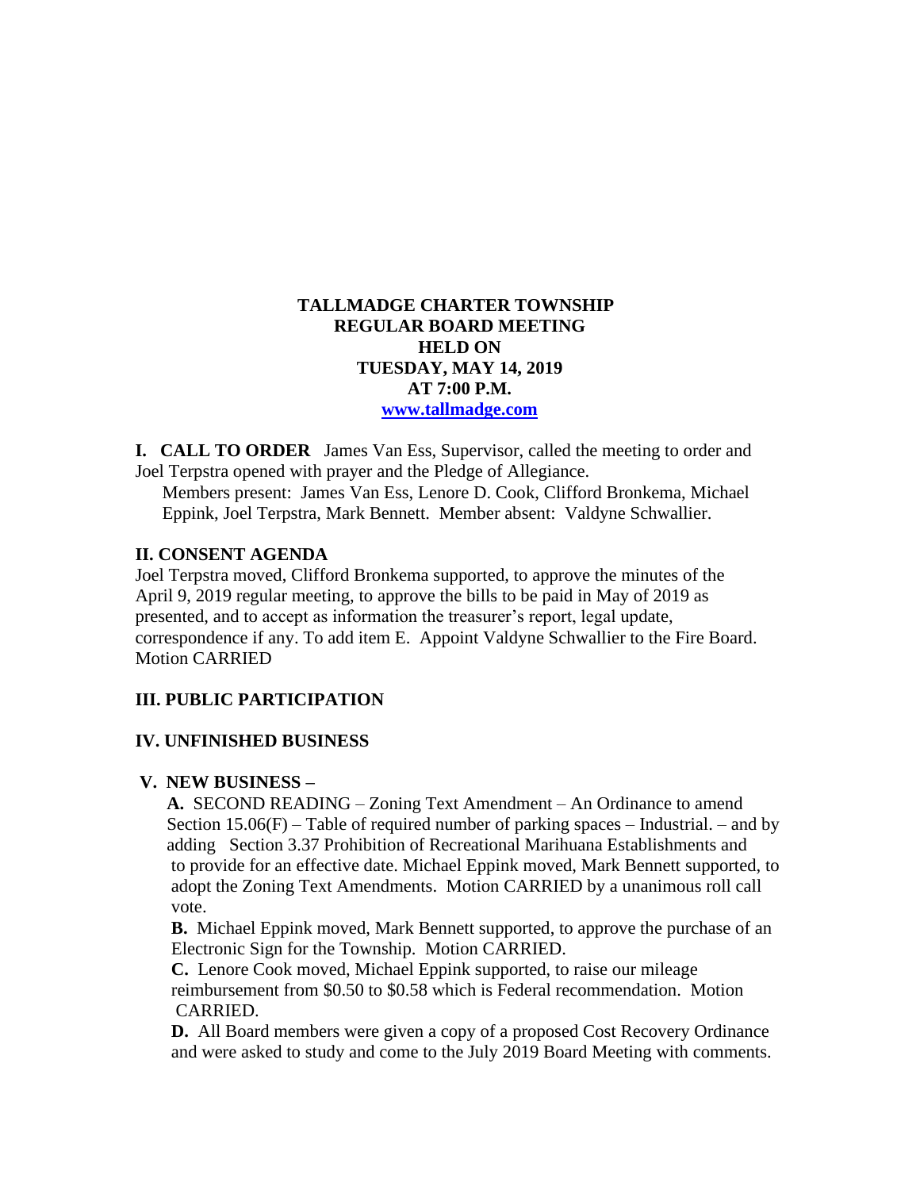**TALLMADGE CHARTER TOWNSHIP**
**REGULAR BOARD MEETING**
**HELD ON**
**TUESDAY, MAY 14, 2019**
**AT 7:00 P.M.**
**[www.tallmadge.com](http://www.tallmadge.com)**

**I. CALL TO ORDER** James Van Ess, Supervisor, called the meeting to order and Joel Terpstra opened with prayer and the Pledge of Allegiance.

Members present: James Van Ess, Lenore D. Cook, Clifford Bronkema, Michael Eppink, Joel Terpstra, Mark Bennett. Member absent: Valdyne Schwallier.

## II. CONSENT AGENDA

Joel Terpstra moved, Clifford Bronkema supported, to approve the minutes of the April 9, 2019 regular meeting, to approve the bills to be paid in May of 2019 as presented, and to accept as information the treasurer's report, legal update, correspondence if any. To add item E. Appoint Valdyne Schwallier to the Fire Board. Motion CARRIED

## III. PUBLIC PARTICIPATION

## IV. UNFINISHED BUSINESS

## V. NEW BUSINESS –

**A.** SECOND READING – Zoning Text Amendment – An Ordinance to amend Section 15.06(F) – Table of required number of parking spaces – Industrial. – and by adding Section 3.37 Prohibition of Recreational Marihuana Establishments and to provide for an effective date. Michael Eppink moved, Mark Bennett supported, to adopt the Zoning Text Amendments. Motion CARRIED by a unanimous roll call vote.

**B.** Michael Eppink moved, Mark Bennett supported, to approve the purchase of an Electronic Sign for the Township. Motion CARRIED.

**C.** Lenore Cook moved, Michael Eppink supported, to raise our mileage reimbursement from $0.50 to $0.58 which is Federal recommendation. Motion CARRIED.

**D.** All Board members were given a copy of a proposed Cost Recovery Ordinance and were asked to study and come to the July 2019 Board Meeting with comments.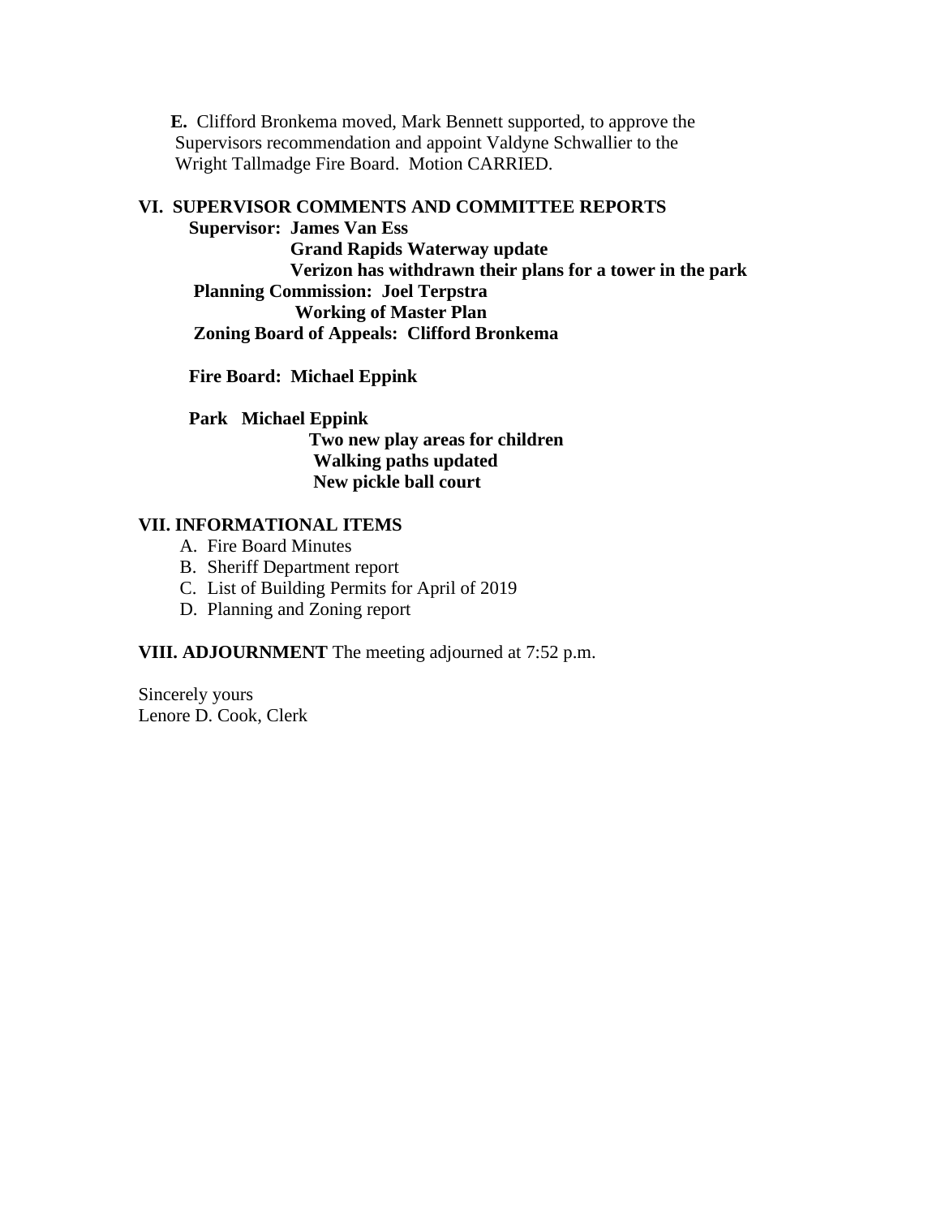**E.** Clifford Bronkema moved, Mark Bennett supported, to approve the Supervisors recommendation and appoint Valdyne Schwallier to the Wright Tallmadge Fire Board. Motion CARRIED.

## VI. SUPERVISOR COMMENTS AND COMMITTEE REPORTS

**Supervisor: James Van Ess**
**Grand Rapids Waterway update**
**Verizon has withdrawn their plans for a tower in the park**

**Planning Commission: Joel Terpstra**
**Working of Master Plan**

**Zoning Board of Appeals: Clifford Bronkema**

**Fire Board: Michael Eppink**

**Park Michael Eppink**
**Two new play areas for children**
**Walking paths updated**
**New pickle ball court**

## VII. INFORMATIONAL ITEMS

A. Fire Board Minutes
B. Sheriff Department report
C. List of Building Permits for April of 2019
D. Planning and Zoning report

**VIII. ADJOURNMENT** The meeting adjourned at 7:52 p.m.

Sincerely yours
Lenore D. Cook, Clerk